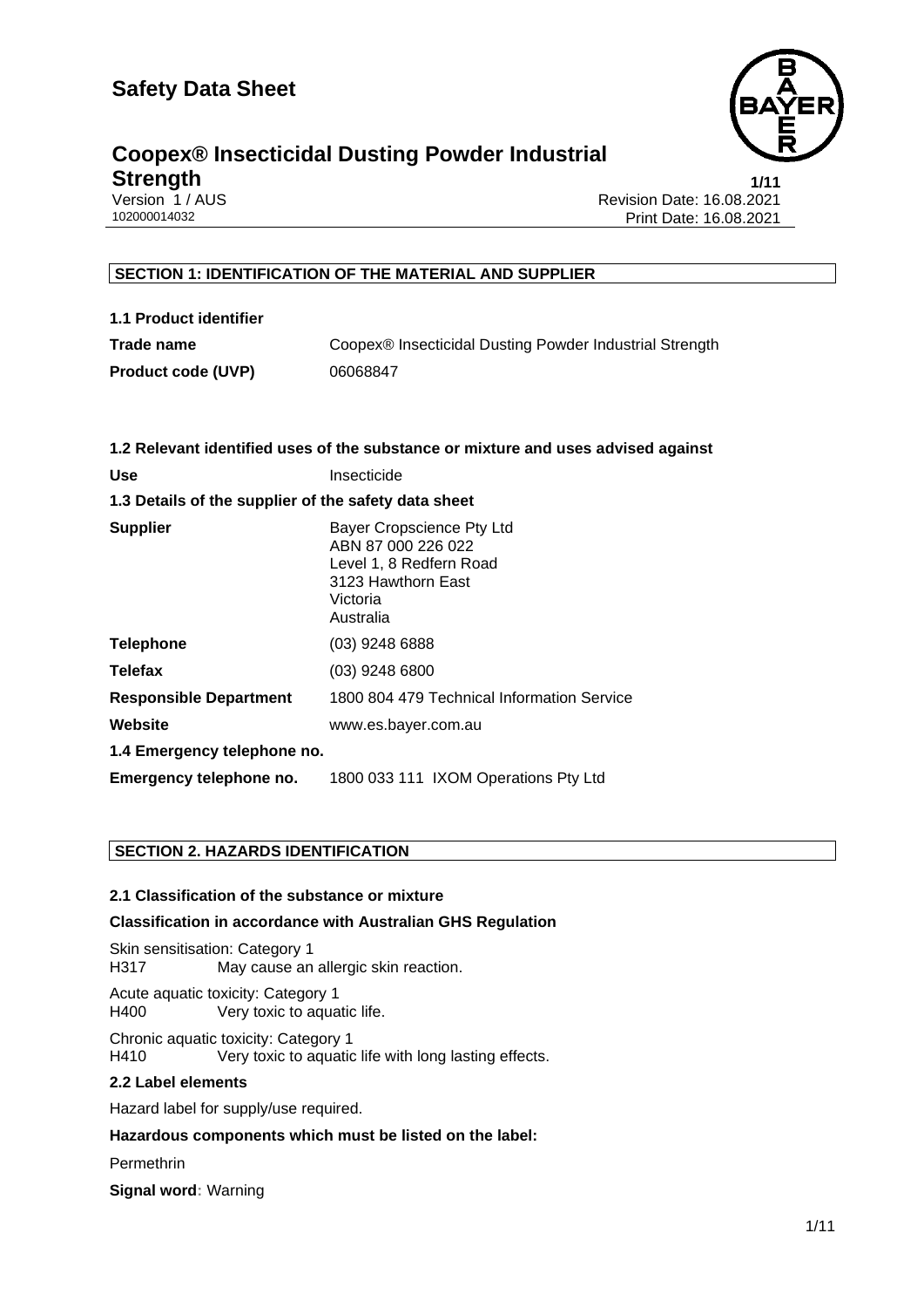# Safety Data Sheet

## Coopex® Insecticidal Dusting Powder Industrial Strength

Version 1 / AUS
102000014032

Revision Date: 16.08.2021
Print Date: 16.08.2021

### SECTION 1: IDENTIFICATION OF THE MATERIAL AND SUPPLIER

**1.1 Product identifier**

| | |
|---|---|
| **Trade name** | Coopex® Insecticidal Dusting Powder Industrial Strength |
| **Product code (UVP)** | 06068847 |

**1.2 Relevant identified uses of the substance or mixture and uses advised against**

| | |
|---|---|
| **Use** | Insecticide |

**1.3 Details of the supplier of the safety data sheet**

| | |
|---|---|
| **Supplier** | Bayer Cropscience Pty Ltd<br>ABN 87 000 226 022<br>Level 1, 8 Redfern Road<br>3123 Hawthorn East<br>Victoria<br>Australia |
| **Telephone** | (03) 9248 6888 |
| **Telefax** | (03) 9248 6800 |
| **Responsible Department** | 1800 804 479 Technical Information Service |
| **Website** | www.es.bayer.com.au |

**1.4 Emergency telephone no.**

| | |
|---|---|
| **Emergency telephone no.** | 1800 033 111 IXOM Operations Pty Ltd |

### SECTION 2. HAZARDS IDENTIFICATION

**2.1 Classification of the substance or mixture**

**Classification in accordance with Australian GHS Regulation**

Skin sensitisation: Category 1
H317 May cause an allergic skin reaction.

Acute aquatic toxicity: Category 1
H400 Very toxic to aquatic life.

Chronic aquatic toxicity: Category 1
H410 Very toxic to aquatic life with long lasting effects.

**2.2 Label elements**

Hazard label for supply/use required.

**Hazardous components which must be listed on the label:**

Permethrin

**Signal word:** Warning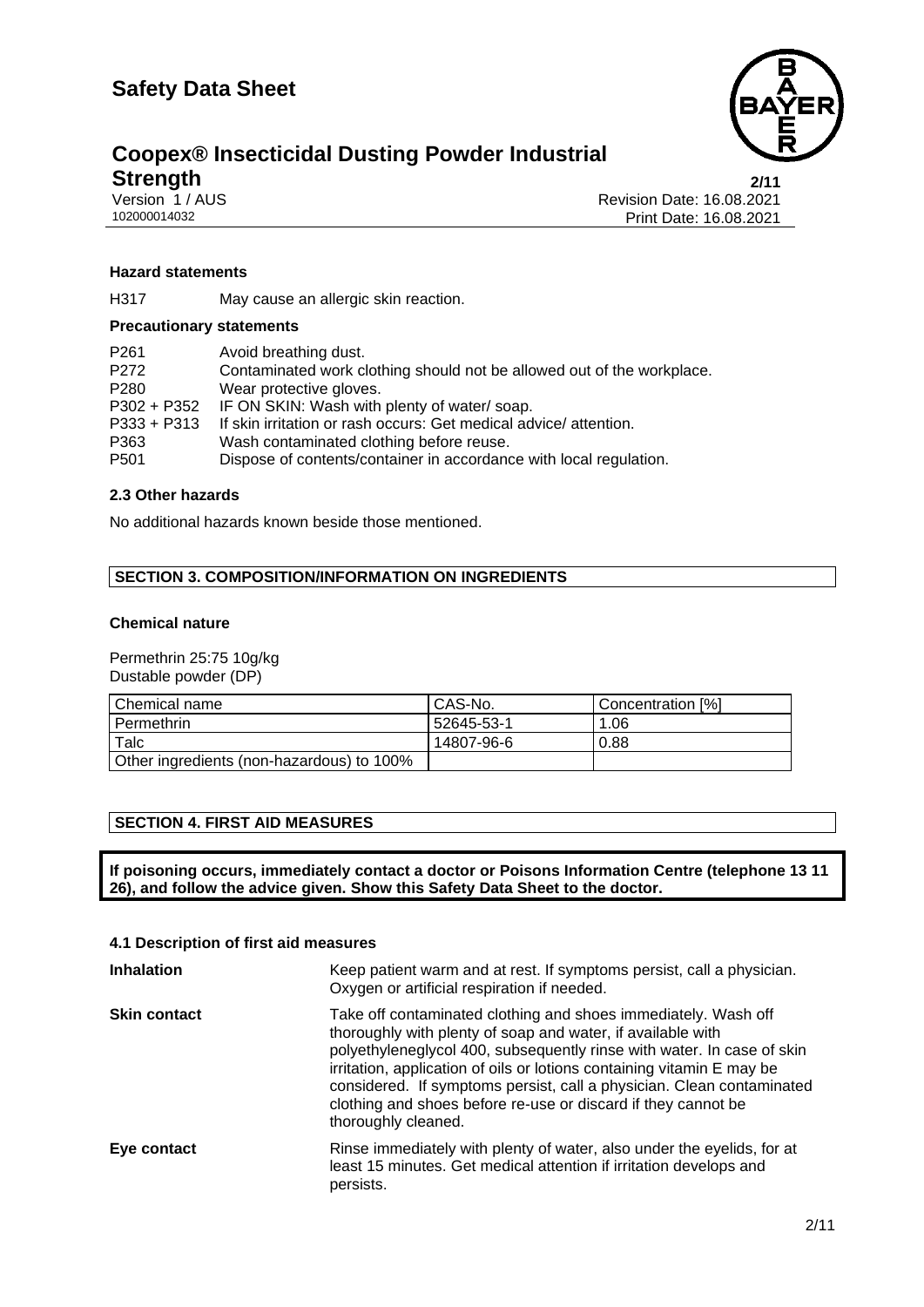#### Hazard statements

| | |
|---|---|
| H317 | May cause an allergic skin reaction. |

#### Precautionary statements

| | |
|---|---|
| P261 | Avoid breathing dust. |
| P272 | Contaminated work clothing should not be allowed out of the workplace. |
| P280 | Wear protective gloves. |
| P302 + P352 | IF ON SKIN: Wash with plenty of water/ soap. |
| P333 + P313 | If skin irritation or rash occurs: Get medical advice/ attention. |
| P363 | Wash contaminated clothing before reuse. |
| P501 | Dispose of contents/container in accordance with local regulation. |

#### 2.3 Other hazards

No additional hazards known beside those mentioned.

## SECTION 3. COMPOSITION/INFORMATION ON INGREDIENTS

#### Chemical nature

Permethrin 25:75 10g/kg
Dustable powder (DP)

| Chemical name | CAS-No. | Concentration [%] |
|---|---|---|
| Permethrin | 52645-53-1 | 1.06 |
| Talc | 14807-96-6 | 0.88 |
| Other ingredients (non-hazardous) to 100% | | |

## SECTION 4. FIRST AID MEASURES

**If poisoning occurs, immediately contact a doctor or Poisons Information Centre (telephone 13 11 26), and follow the advice given. Show this Safety Data Sheet to the doctor.**

#### 4.1 Description of first aid measures

**Inhalation**
Keep patient warm and at rest. If symptoms persist, call a physician. Oxygen or artificial respiration if needed.

**Skin contact**
Take off contaminated clothing and shoes immediately. Wash off thoroughly with plenty of soap and water, if available with polyethyleneglycol 400, subsequently rinse with water. In case of skin irritation, application of oils or lotions containing vitamin E may be considered. If symptoms persist, call a physician. Clean contaminated clothing and shoes before re-use or discard if they cannot be thoroughly cleaned.

**Eye contact**
Rinse immediately with plenty of water, also under the eyelids, for at least 15 minutes. Get medical attention if irritation develops and persists.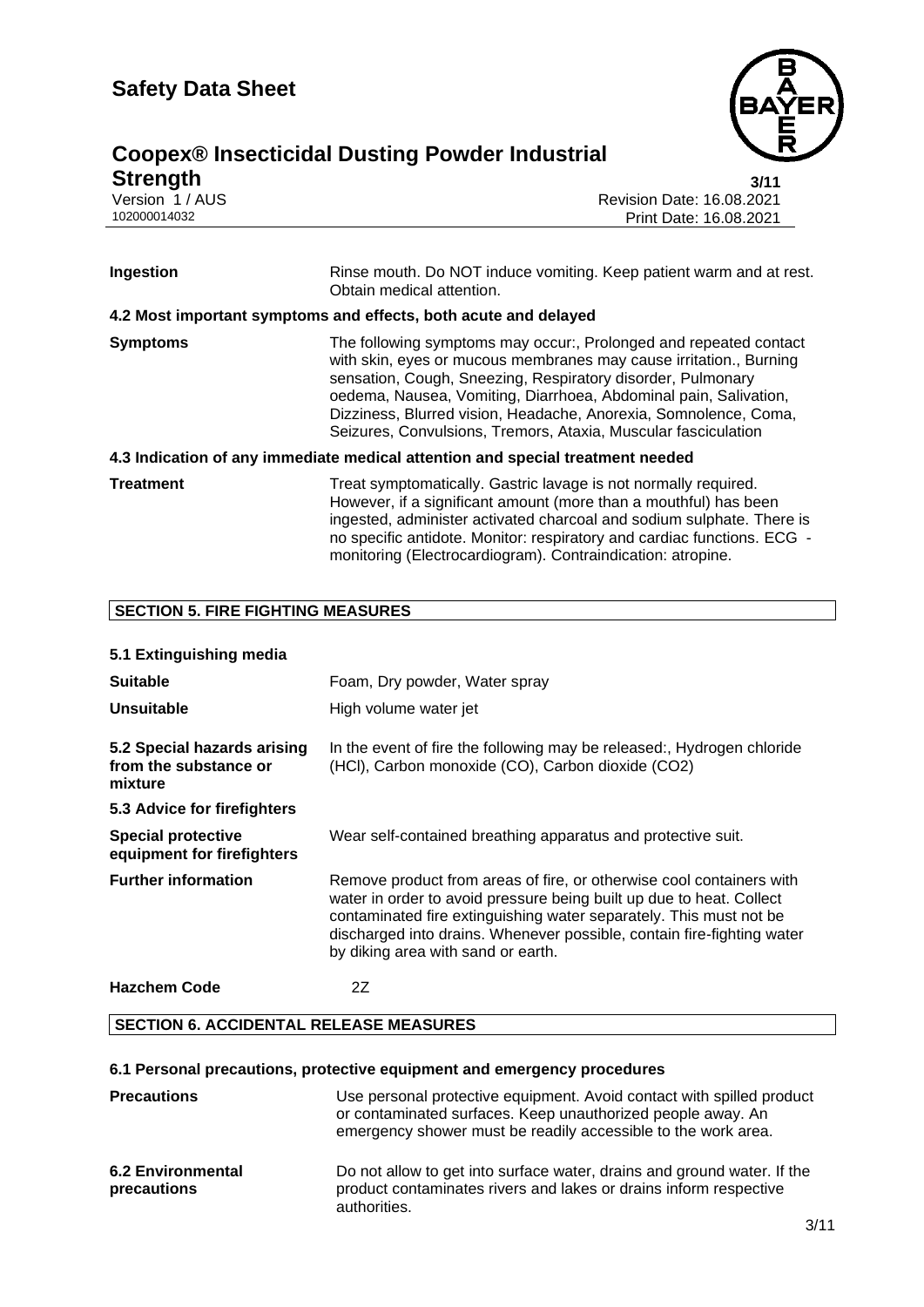| | |
|---|---|
| **Ingestion** | Rinse mouth. Do NOT induce vomiting. Keep patient warm and at rest. Obtain medical attention. |

### 4.2 Most important symptoms and effects, both acute and delayed

| | |
|---|---|
| **Symptoms** | The following symptoms may occur:, Prolonged and repeated contact with skin, eyes or mucous membranes may cause irritation., Burning sensation, Cough, Sneezing, Respiratory disorder, Pulmonary oedema, Nausea, Vomiting, Diarrhoea, Abdominal pain, Salivation, Dizziness, Blurred vision, Headache, Anorexia, Somnolence, Coma, Seizures, Convulsions, Tremors, Ataxia, Muscular fasciculation |

### 4.3 Indication of any immediate medical attention and special treatment needed

| | |
|---|---|
| **Treatment** | Treat symptomatically. Gastric lavage is not normally required. However, if a significant amount (more than a mouthful) has been ingested, administer activated charcoal and sodium sulphate. There is no specific antidote. Monitor: respiratory and cardiac functions. ECG - monitoring (Electrocardiogram). Contraindication: atropine. |

## SECTION 5. FIRE FIGHTING MEASURES

### 5.1 Extinguishing media

| | |
|---|---|
| **Suitable** | Foam, Dry powder, Water spray |
| **Unsuitable** | High volume water jet |
| **5.2 Special hazards arising from the substance or mixture** | In the event of fire the following may be released:, Hydrogen chloride (HCl), Carbon monoxide (CO), Carbon dioxide ($CO_2$) |

### 5.3 Advice for firefighters

| | |
|---|---|
| **Special protective equipment for firefighters** | Wear self-contained breathing apparatus and protective suit. |
| **Further information** | Remove product from areas of fire, or otherwise cool containers with water in order to avoid pressure being built up due to heat. Collect contaminated fire extinguishing water separately. This must not be discharged into drains. Whenever possible, contain fire-fighting water by diking area with sand or earth. |
| **Hazchem Code** | 2Z |

## SECTION 6. ACCIDENTAL RELEASE MEASURES

### 6.1 Personal precautions, protective equipment and emergency procedures

| | |
|---|---|
| **Precautions** | Use personal protective equipment. Avoid contact with spilled product or contaminated surfaces. Keep unauthorized people away. An emergency shower must be readily accessible to the work area. |
| **6.2 Environmental precautions** | Do not allow to get into surface water, drains and ground water. If the product contaminates rivers and lakes or drains inform respective authorities. |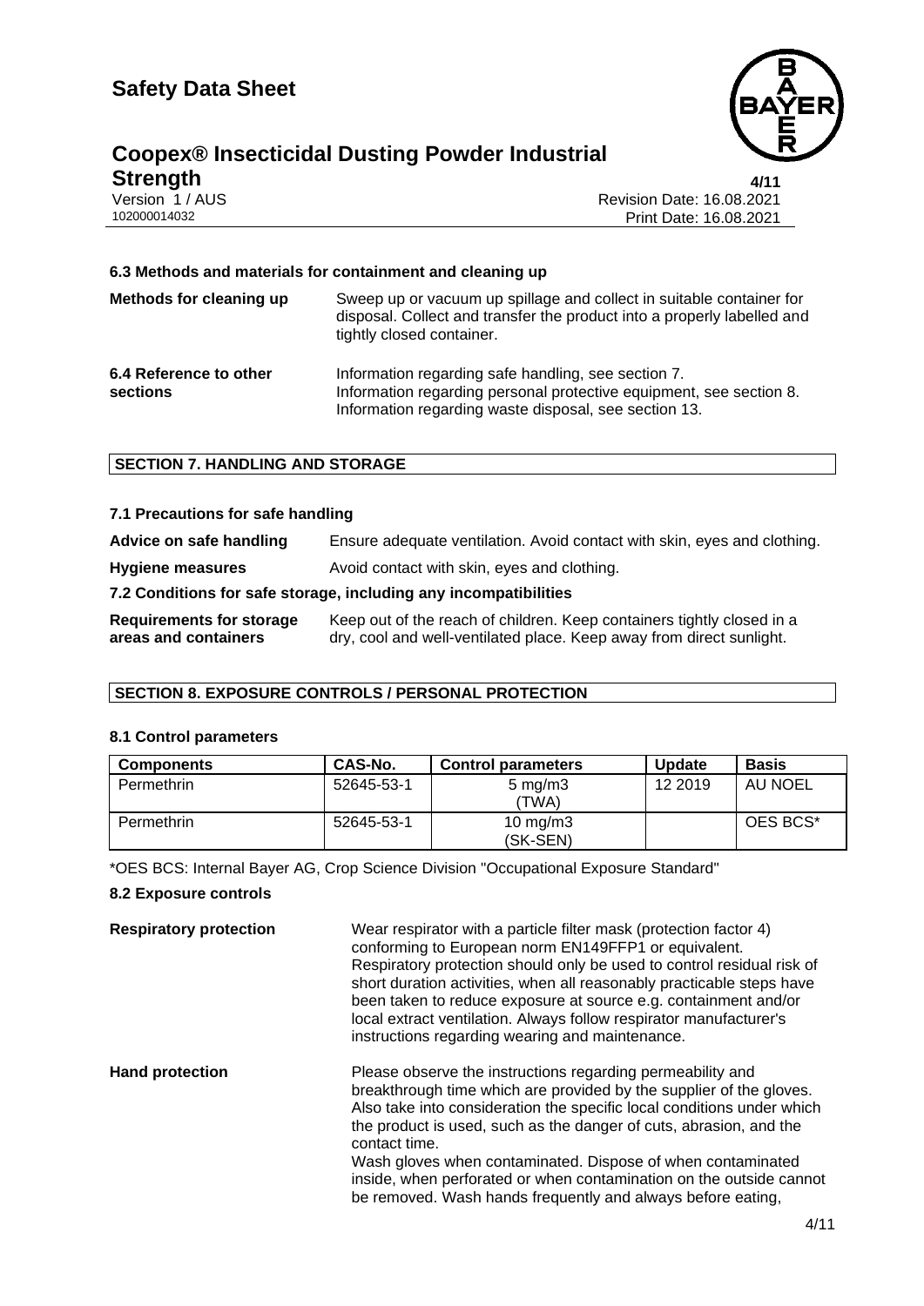### 6.3 Methods and materials for containment and cleaning up

**Methods for cleaning up** Sweep up or vacuum up spillage and collect in suitable container for disposal. Collect and transfer the product into a properly labelled and tightly closed container.

**6.4 Reference to other sections** Information regarding safe handling, see section 7. Information regarding personal protective equipment, see section 8. Information regarding waste disposal, see section 13.

## SECTION 7. HANDLING AND STORAGE

### 7.1 Precautions for safe handling

**Advice on safe handling** Ensure adequate ventilation. Avoid contact with skin, eyes and clothing.

**Hygiene measures** Avoid contact with skin, eyes and clothing.

### 7.2 Conditions for safe storage, including any incompatibilities

**Requirements for storage areas and containers** Keep out of the reach of children. Keep containers tightly closed in a dry, cool and well-ventilated place. Keep away from direct sunlight.

## SECTION 8. EXPOSURE CONTROLS / PERSONAL PROTECTION

### 8.1 Control parameters

| Components | CAS-No. | Control parameters | Update | Basis |
|---|---|---|---|---|
| Permethrin | 52645-53-1 | 5 mg/m3 (TWA) | 12 2019 | AU NOEL |
| Permethrin | 52645-53-1 | 10 mg/m3 (SK-SEN) | | OES BCS* |

*OES BCS: Internal Bayer AG, Crop Science Division "Occupational Exposure Standard"

### 8.2 Exposure controls

**Respiratory protection** Wear respirator with a particle filter mask (protection factor 4) conforming to European norm EN149FFP1 or equivalent. Respiratory protection should only be used to control residual risk of short duration activities, when all reasonably practicable steps have been taken to reduce exposure at source e.g. containment and/or local extract ventilation. Always follow respirator manufacturer's instructions regarding wearing and maintenance.

**Hand protection** Please observe the instructions regarding permeability and breakthrough time which are provided by the supplier of the gloves. Also take into consideration the specific local conditions under which the product is used, such as the danger of cuts, abrasion, and the contact time.
Wash gloves when contaminated. Dispose of when contaminated inside, when perforated or when contamination on the outside cannot be removed. Wash hands frequently and always before eating,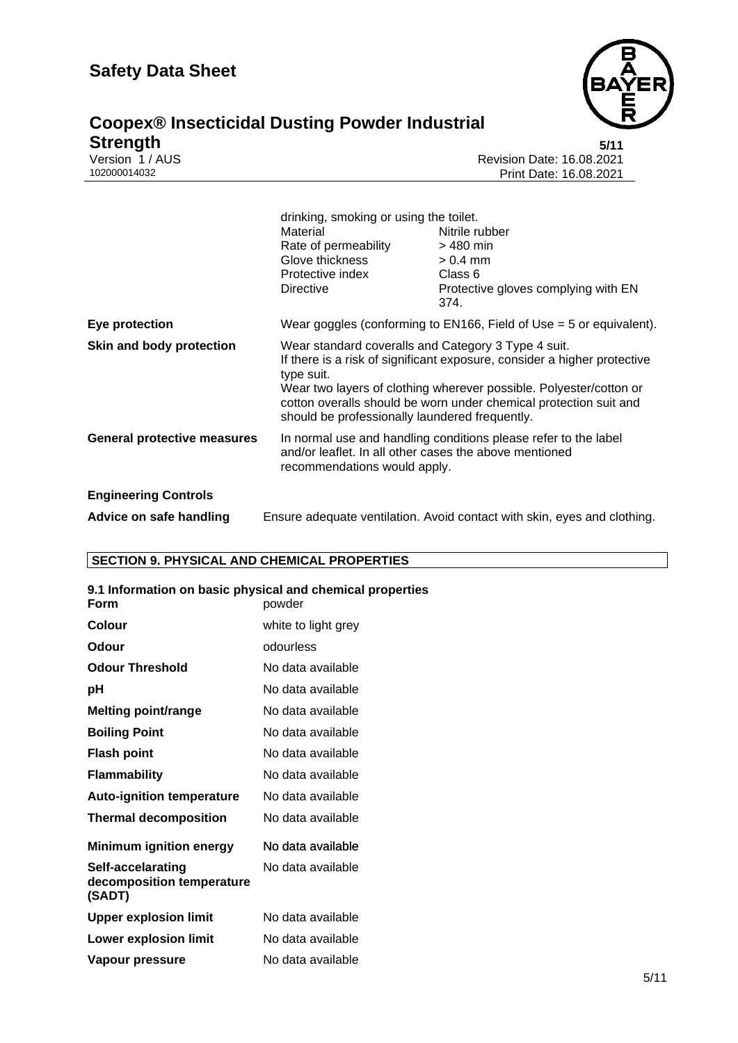| | | |
|---|---|---|
| | drinking, smoking or using the toilet. | |
| | Material | Nitrile rubber |
| | Rate of permeability | > 480 min |
| | Glove thickness | > 0.4 mm |
| | Protective index | Class 6 |
| | Directive | Protective gloves complying with EN 374. |

**Eye protection**
Wear goggles (conforming to EN166, Field of Use = 5 or equivalent).

**Skin and body protection**
Wear standard coveralls and Category 3 Type 4 suit.
If there is a risk of significant exposure, consider a higher protective type suit.
Wear two layers of clothing wherever possible. Polyester/cotton or cotton overalls should be worn under chemical protection suit and should be professionally laundered frequently.

**General protective measures**
In normal use and handling conditions please refer to the label and/or leaflet. In all other cases the above mentioned recommendations would apply.

**Engineering Controls**

**Advice on safe handling**
Ensure adequate ventilation. Avoid contact with skin, eyes and clothing.

## SECTION 9. PHYSICAL AND CHEMICAL PROPERTIES

### 9.1 Information on basic physical and chemical properties

| Property | Value |
|---|---|
| **Form** | powder |
| **Colour** | white to light grey |
| **Odour** | odourless |
| **Odour Threshold** | No data available |
| **pH** | No data available |
| **Melting point/range** | No data available |
| **Boiling Point** | No data available |
| **Flash point** | No data available |
| **Flammability** | No data available |
| **Auto-ignition temperature** | No data available |
| **Thermal decomposition** | No data available |
| **Minimum ignition energy** | No data available |
| **Self-accelarating decomposition temperature (SADT)** | No data available |
| **Upper explosion limit** | No data available |
| **Lower explosion limit** | No data available |
| **Vapour pressure** | No data available |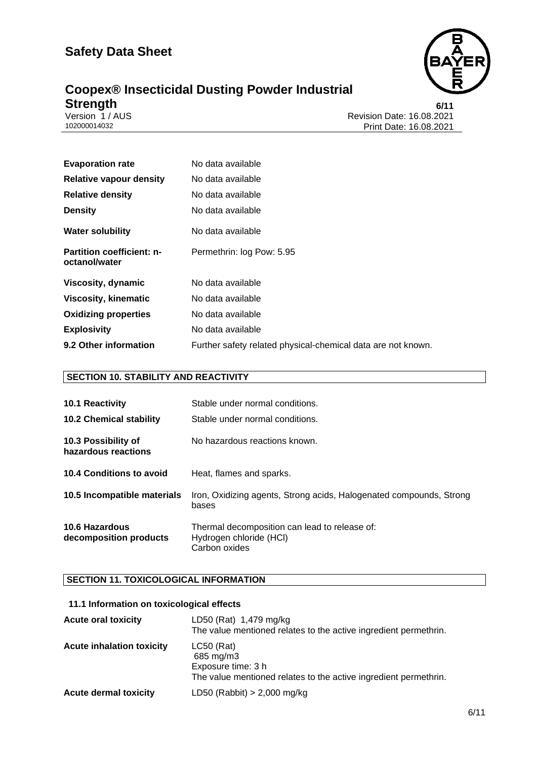| | |
|---|---|
| **Evaporation rate** | No data available |
| **Relative vapour density** | No data available |
| **Relative density** | No data available |
| **Density** | No data available |
| **Water solubility** | No data available |
| **Partition coefficient: n-octanol/water** | Permethrin: log Pow: 5.95 |
| **Viscosity, dynamic** | No data available |
| **Viscosity, kinematic** | No data available |
| **Oxidizing properties** | No data available |
| **Explosivity** | No data available |
| **9.2 Other information** | Further safety related physical-chemical data are not known. |

## SECTION 10. STABILITY AND REACTIVITY

| | |
|---|---|
| **10.1 Reactivity** | Stable under normal conditions. |
| **10.2 Chemical stability** | Stable under normal conditions. |
| **10.3 Possibility of hazardous reactions** | No hazardous reactions known. |
| **10.4 Conditions to avoid** | Heat, flames and sparks. |
| **10.5 Incompatible materials** | Iron, Oxidizing agents, Strong acids, Halogenated compounds, Strong bases |
| **10.6 Hazardous decomposition products** | Thermal decomposition can lead to release of:<br>Hydrogen chloride (HCl)<br>Carbon oxides |

## SECTION 11. TOXICOLOGICAL INFORMATION

### 11.1 Information on toxicological effects

| | |
|---|---|
| **Acute oral toxicity** | LD50 (Rat) 1,479 mg/kg<br>The value mentioned relates to the active ingredient permethrin. |
| **Acute inhalation toxicity** | LC50 (Rat)<br>685 mg/m3<br>Exposure time: 3 h<br>The value mentioned relates to the active ingredient permethrin. |
| **Acute dermal toxicity** | LD50 (Rabbit) > 2,000 mg/kg |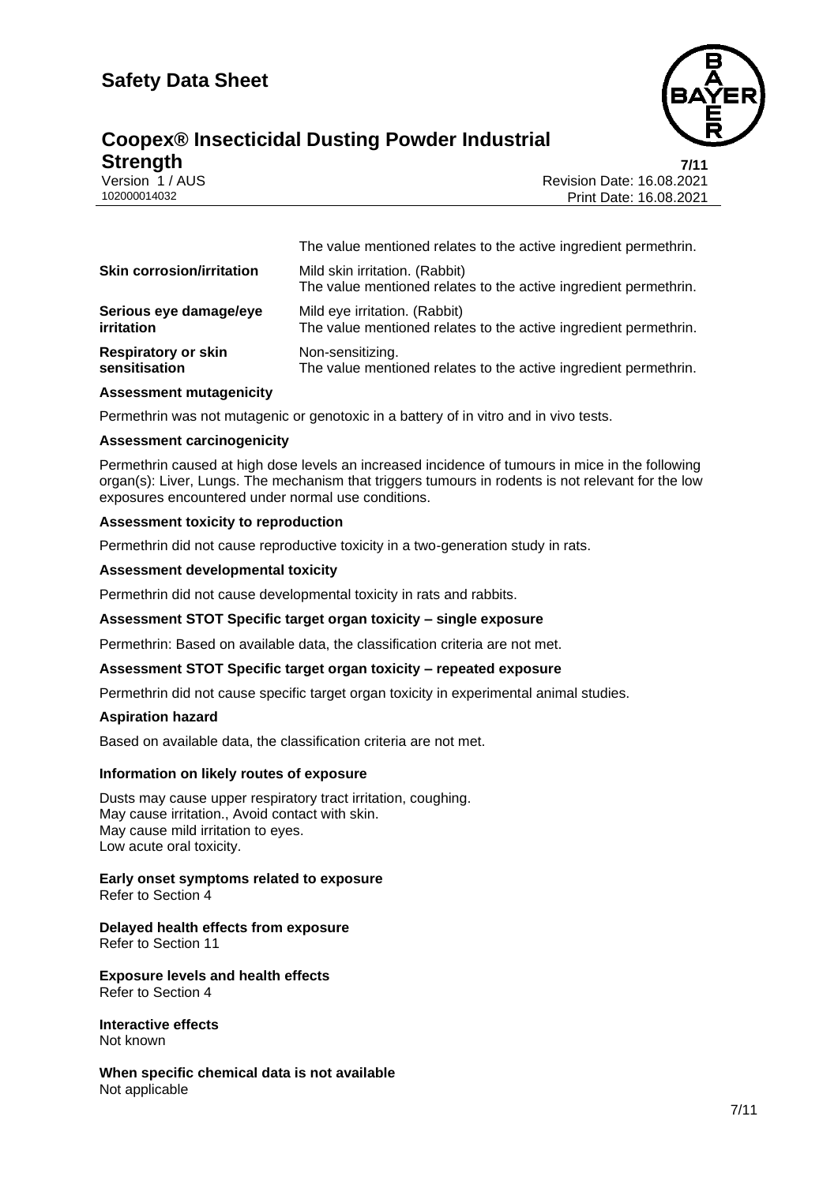| | |
|---|---|
| | The value mentioned relates to the active ingredient permethrin. |
| **Skin corrosion/irritation** | Mild skin irritation. (Rabbit)<br>The value mentioned relates to the active ingredient permethrin. |
| **Serious eye damage/eye irritation** | Mild eye irritation. (Rabbit)<br>The value mentioned relates to the active ingredient permethrin. |
| **Respiratory or skin sensitisation** | Non-sensitizing.<br>The value mentioned relates to the active ingredient permethrin. |

**Assessment mutagenicity**

Permethrin was not mutagenic or genotoxic in a battery of in vitro and in vivo tests.

**Assessment carcinogenicity**

Permethrin caused at high dose levels an increased incidence of tumours in mice in the following organ(s): Liver, Lungs. The mechanism that triggers tumours in rodents is not relevant for the low exposures encountered under normal use conditions.

**Assessment toxicity to reproduction**

Permethrin did not cause reproductive toxicity in a two-generation study in rats.

**Assessment developmental toxicity**

Permethrin did not cause developmental toxicity in rats and rabbits.

**Assessment STOT Specific target organ toxicity – single exposure**

Permethrin: Based on available data, the classification criteria are not met.

**Assessment STOT Specific target organ toxicity – repeated exposure**

Permethrin did not cause specific target organ toxicity in experimental animal studies.

**Aspiration hazard**

Based on available data, the classification criteria are not met.

**Information on likely routes of exposure**

Dusts may cause upper respiratory tract irritation, coughing.
May cause irritation., Avoid contact with skin.
May cause mild irritation to eyes.
Low acute oral toxicity.

**Early onset symptoms related to exposure**
Refer to Section 4

**Delayed health effects from exposure**
Refer to Section 11

**Exposure levels and health effects**
Refer to Section 4

**Interactive effects**
Not known

**When specific chemical data is not available**
Not applicable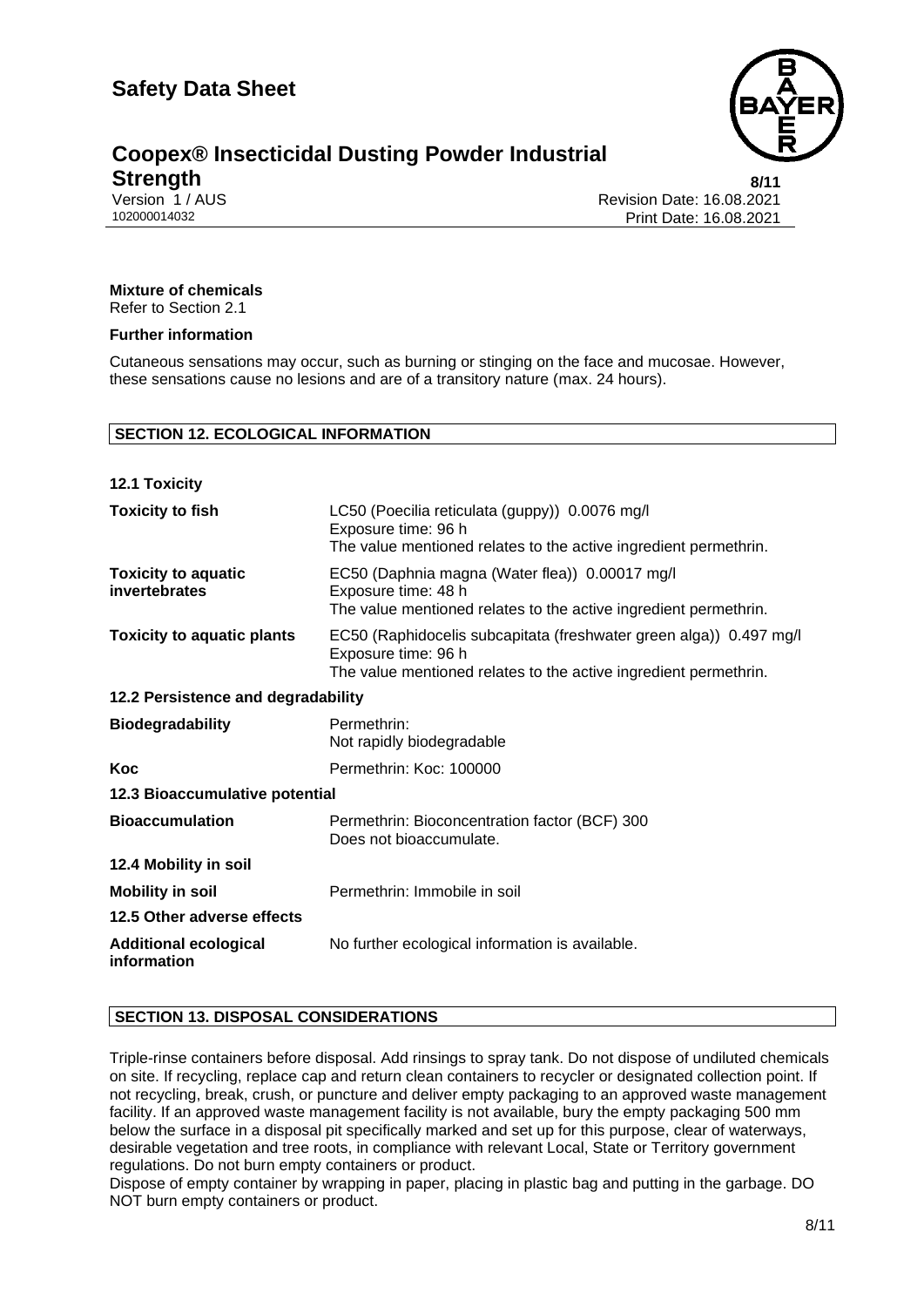**Mixture of chemicals**
Refer to Section 2.1

**Further information**

Cutaneous sensations may occur, such as burning or stinging on the face and mucosae. However, these sensations cause no lesions and are of a transitory nature (max. 24 hours).

## SECTION 12. ECOLOGICAL INFORMATION

### 12.1 Toxicity

| | |
|---|---|
| **Toxicity to fish** | LC50 (Poecilia reticulata (guppy)) 0.0076 mg/l<br>Exposure time: 96 h<br>The value mentioned relates to the active ingredient permethrin. |
| **Toxicity to aquatic invertebrates** | EC50 (Daphnia magna (Water flea)) 0.00017 mg/l<br>Exposure time: 48 h<br>The value mentioned relates to the active ingredient permethrin. |
| **Toxicity to aquatic plants** | EC50 (Raphidocelis subcapitata (freshwater green alga)) 0.497 mg/l<br>Exposure time: 96 h<br>The value mentioned relates to the active ingredient permethrin. |

### 12.2 Persistence and degradability

| | |
|---|---|
| **Biodegradability** | Permethrin:<br>Not rapidly biodegradable |
| **Koc** | Permethrin: Koc: 100000 |

### 12.3 Bioaccumulative potential

| | |
|---|---|
| **Bioaccumulation** | Permethrin: Bioconcentration factor (BCF) 300<br>Does not bioaccumulate. |

### 12.4 Mobility in soil

| | |
|---|---|
| **Mobility in soil** | Permethrin: Immobile in soil |

### 12.5 Other adverse effects

| | |
|---|---|
| **Additional ecological information** | No further ecological information is available. |

## SECTION 13. DISPOSAL CONSIDERATIONS

Triple-rinse containers before disposal. Add rinsings to spray tank. Do not dispose of undiluted chemicals on site. If recycling, replace cap and return clean containers to recycler or designated collection point. If not recycling, break, crush, or puncture and deliver empty packaging to an approved waste management facility. If an approved waste management facility is not available, bury the empty packaging 500 mm below the surface in a disposal pit specifically marked and set up for this purpose, clear of waterways, desirable vegetation and tree roots, in compliance with relevant Local, State or Territory government regulations. Do not burn empty containers or product.
Dispose of empty container by wrapping in paper, placing in plastic bag and putting in the garbage. DO NOT burn empty containers or product.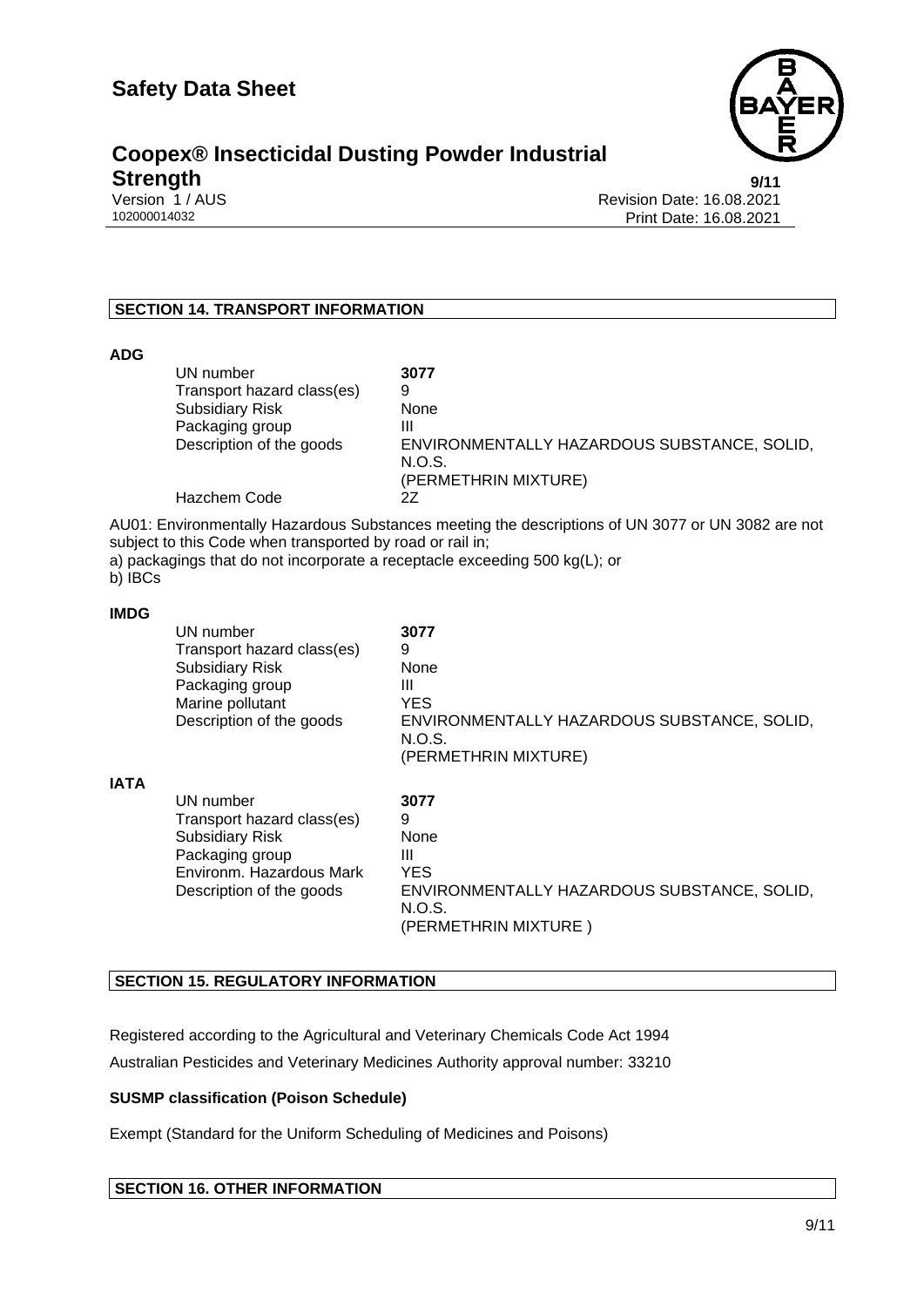## SECTION 14. TRANSPORT INFORMATION

**ADG**

| | |
|---|---|
| UN number | **3077** |
| Transport hazard class(es) | 9 |
| Subsidiary Risk | None |
| Packaging group | III |
| Description of the goods | ENVIRONMENTALLY HAZARDOUS SUBSTANCE, SOLID, N.O.S. (PERMETHRIN MIXTURE) |
| Hazchem Code | 2Z |

AU01: Environmentally Hazardous Substances meeting the descriptions of UN 3077 or UN 3082 are not subject to this Code when transported by road or rail in;
a) packagings that do not incorporate a receptacle exceeding 500 kg(L); or
b) IBCs

**IMDG**

| | |
|---|---|
| UN number | **3077** |
| Transport hazard class(es) | 9 |
| Subsidiary Risk | None |
| Packaging group | III |
| Marine pollutant | YES |
| Description of the goods | ENVIRONMENTALLY HAZARDOUS SUBSTANCE, SOLID, N.O.S. (PERMETHRIN MIXTURE) |

**IATA**

| | |
|---|---|
| UN number | **3077** |
| Transport hazard class(es) | 9 |
| Subsidiary Risk | None |
| Packaging group | III |
| Environm. Hazardous Mark | YES |
| Description of the goods | ENVIRONMENTALLY HAZARDOUS SUBSTANCE, SOLID, N.O.S. (PERMETHRIN MIXTURE ) |

## SECTION 15. REGULATORY INFORMATION

Registered according to the Agricultural and Veterinary Chemicals Code Act 1994

Australian Pesticides and Veterinary Medicines Authority approval number: 33210

**SUSMP classification (Poison Schedule)**

Exempt (Standard for the Uniform Scheduling of Medicines and Poisons)

## SECTION 16. OTHER INFORMATION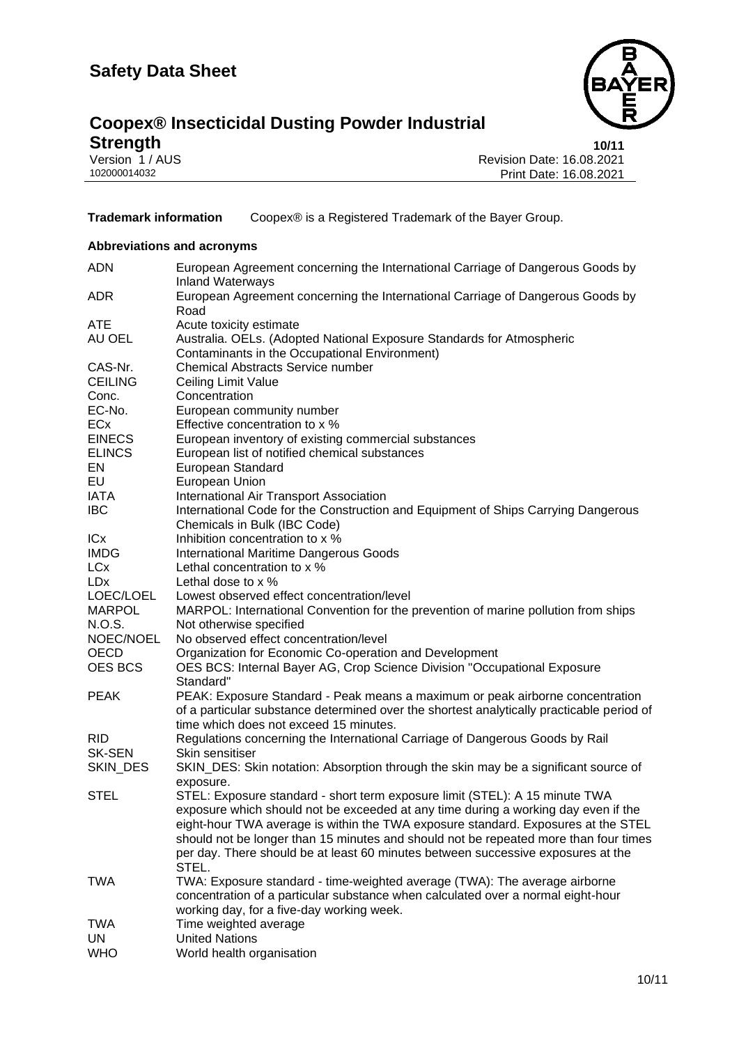**Trademark information** Coopex® is a Registered Trademark of the Bayer Group.

**Abbreviations and acronyms**

| | |
|---|---|
| ADN | European Agreement concerning the International Carriage of Dangerous Goods by Inland Waterways |
| ADR | European Agreement concerning the International Carriage of Dangerous Goods by Road |
| ATE | Acute toxicity estimate |
| AU OEL | Australia. OELs. (Adopted National Exposure Standards for Atmospheric Contaminants in the Occupational Environment) |
| CAS-Nr. | Chemical Abstracts Service number |
| CEILING | Ceiling Limit Value |
| Conc. | Concentration |
| EC-No. | European community number |
| ECx | Effective concentration to x % |
| EINECS | European inventory of existing commercial substances |
| ELINCS | European list of notified chemical substances |
| EN | European Standard |
| EU | European Union |
| IATA | International Air Transport Association |
| IBC | International Code for the Construction and Equipment of Ships Carrying Dangerous Chemicals in Bulk (IBC Code) |
| ICx | Inhibition concentration to x % |
| IMDG | International Maritime Dangerous Goods |
| LCx | Lethal concentration to x % |
| LDx | Lethal dose to x % |
| LOEC/LOEL | Lowest observed effect concentration/level |
| MARPOL | MARPOL: International Convention for the prevention of marine pollution from ships |
| N.O.S. | Not otherwise specified |
| NOEC/NOEL | No observed effect concentration/level |
| OECD | Organization for Economic Co-operation and Development |
| OES BCS | OES BCS: Internal Bayer AG, Crop Science Division "Occupational Exposure Standard" |
| PEAK | PEAK: Exposure Standard - Peak means a maximum or peak airborne concentration of a particular substance determined over the shortest analytically practicable period of time which does not exceed 15 minutes. |
| RID | Regulations concerning the International Carriage of Dangerous Goods by Rail |
| SK-SEN | Skin sensitiser |
| SKIN_DES | SKIN_DES: Skin notation: Absorption through the skin may be a significant source of exposure. |
| STEL | STEL: Exposure standard - short term exposure limit (STEL): A 15 minute TWA exposure which should not be exceeded at any time during a working day even if the eight-hour TWA average is within the TWA exposure standard. Exposures at the STEL should not be longer than 15 minutes and should not be repeated more than four times per day. There should be at least 60 minutes between successive exposures at the STEL. |
| TWA | TWA: Exposure standard - time-weighted average (TWA): The average airborne concentration of a particular substance when calculated over a normal eight-hour working day, for a five-day working week. |
| TWA | Time weighted average |
| UN | United Nations |
| WHO | World health organisation |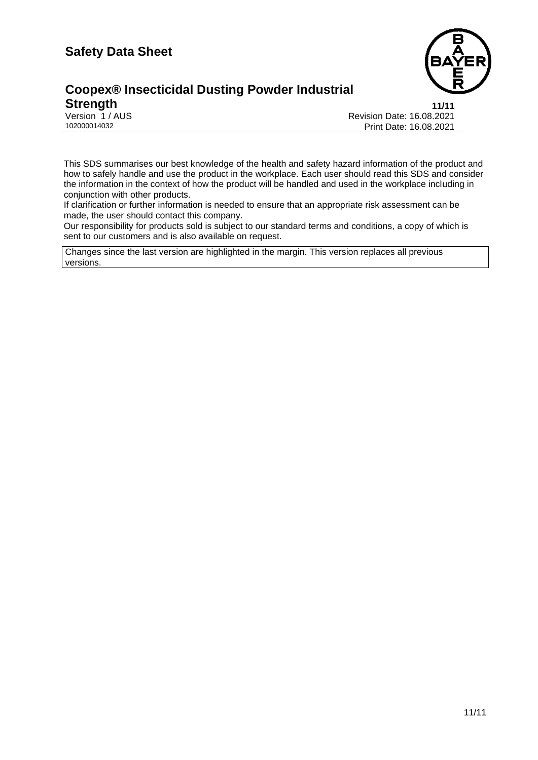This SDS summarises our best knowledge of the health and safety hazard information of the product and how to safely handle and use the product in the workplace. Each user should read this SDS and consider the information in the context of how the product will be handled and used in the workplace including in conjunction with other products.
If clarification or further information is needed to ensure that an appropriate risk assessment can be made, the user should contact this company.
Our responsibility for products sold is subject to our standard terms and conditions, a copy of which is sent to our customers and is also available on request.

Changes since the last version are highlighted in the margin. This version replaces all previous versions.